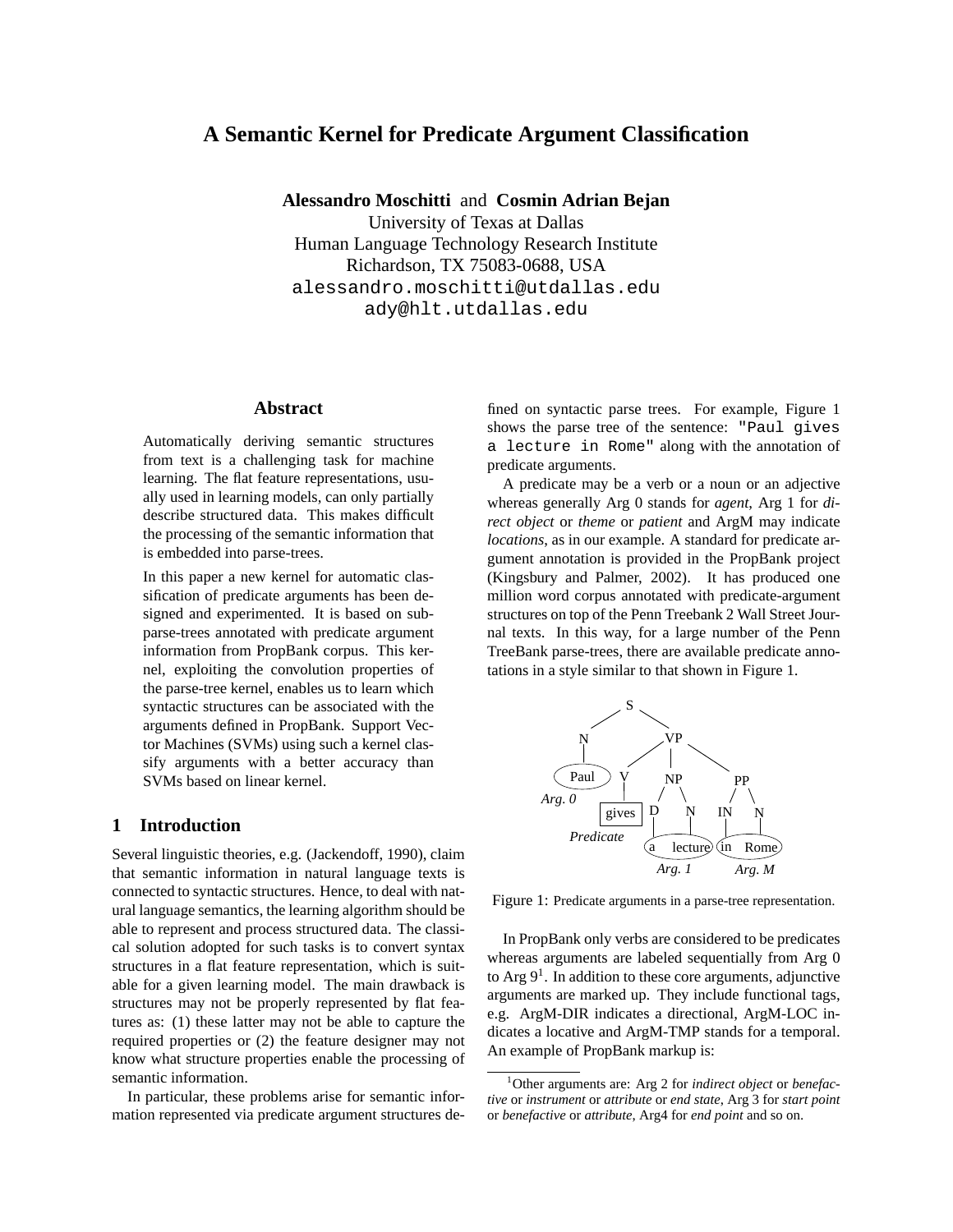# A Semantic Kernel for Predicate Argument Classification

**Alessandro Moschitti** and **Cosmin Adrian Bejan**
University of Texas at Dallas
Human Language Technology Research Institute
Richardson, TX 75083-0688, USA
alessandro.moschitti@utdallas.edu
ady@hlt.utdallas.edu

## Abstract

Automatically deriving semantic structures from text is a challenging task for machine learning. The flat feature representations, usually used in learning models, can only partially describe structured data. This makes difficult the processing of the semantic information that is embedded into parse-trees.

In this paper a new kernel for automatic classification of predicate arguments has been designed and experimented. It is based on sub-parse-trees annotated with predicate argument information from PropBank corpus. This kernel, exploiting the convolution properties of the parse-tree kernel, enables us to learn which syntactic structures can be associated with the arguments defined in PropBank. Support Vector Machines (SVMs) using such a kernel classify arguments with a better accuracy than SVMs based on linear kernel.

## 1 Introduction

Several linguistic theories, e.g. (Jackendoff, 1990), claim that semantic information in natural language texts is connected to syntactic structures. Hence, to deal with natural language semantics, the learning algorithm should be able to represent and process structured data. The classical solution adopted for such tasks is to convert syntax structures in a flat feature representation, which is suitable for a given learning model. The main drawback is structures may not be properly represented by flat features as: (1) these latter may not be able to capture the required properties or (2) the feature designer may not know what structure properties enable the processing of semantic information.

In particular, these problems arise for semantic information represented via predicate argument structures defined on syntactic parse trees. For example, Figure 1 shows the parse tree of the sentence: `"Paul gives a lecture in Rome"` along with the annotation of predicate arguments.

A predicate may be a verb or a noun or an adjective whereas generally Arg 0 stands for *agent*, Arg 1 for *direct object* or *theme* or *patient* and ArgM may indicate *locations*, as in our example. A standard for predicate argument annotation is provided in the PropBank project (Kingsbury and Palmer, 2002). It has produced one million word corpus annotated with predicate-argument structures on top of the Penn Treebank 2 Wall Street Journal texts. In this way, for a large number of the Penn TreeBank parse-trees, there are available predicate annotations in a style similar to that shown in Figure 1.

Figure 1: Predicate arguments in a parse-tree representation.

In PropBank only verbs are considered to be predicates whereas arguments are labeled sequentially from Arg 0 to Arg 9[1]. In addition to these core arguments, adjunctive arguments are marked up. They include functional tags, e.g. ArgM-DIR indicates a directional, ArgM-LOC indicates a locative and ArgM-TMP stands for a temporal. An example of PropBank markup is:

[1] Other arguments are: Arg 2 for *indirect object* or *benefactive* or *instrument* or *attribute* or *end state*, Arg 3 for *start point* or *benefactive* or *attribute*, Arg4 for *end point* and so on.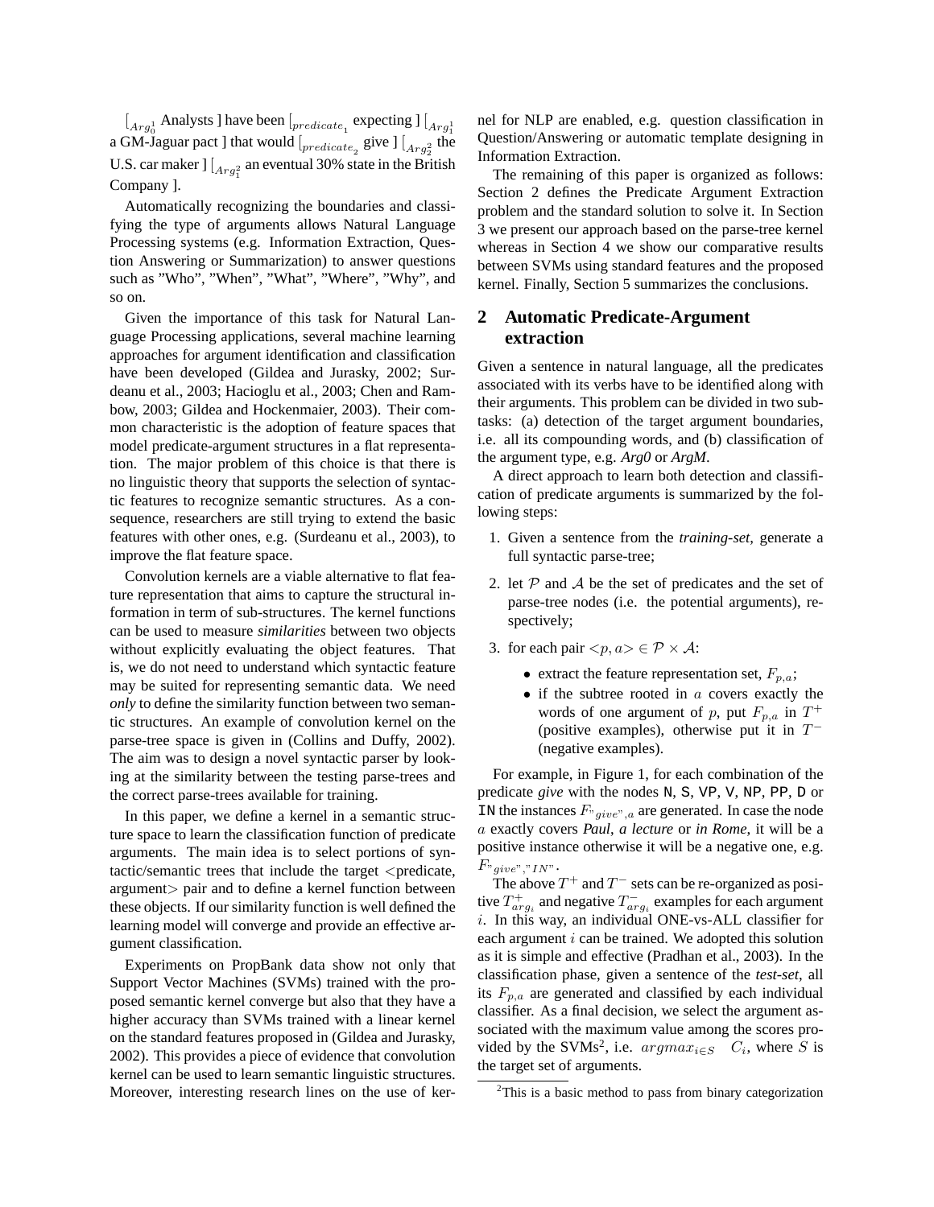$[_{Arg_0^1}$ Analysts $]$ have been $[_{predicate_1}$ expecting $]$ $[_{Arg_1^1}$ a GM-Jaguar pact $]$ that would $[_{predicate_2}$ give $]$ $[_{Arg_2^2}$ the U.S. car maker $]$ $[_{Arg_1^2}$ an eventual 30% state in the British Company $]$.

Automatically recognizing the boundaries and classifying the type of arguments allows Natural Language Processing systems (e.g. Information Extraction, Question Answering or Summarization) to answer questions such as "Who", "When", "What", "Where", "Why", and so on.

Given the importance of this task for Natural Language Processing applications, several machine learning approaches for argument identification and classification have been developed (Gildea and Jurasky, 2002; Surdeanu et al., 2003; Hacioglu et al., 2003; Chen and Rambow, 2003; Gildea and Hockenmaier, 2003). Their common characteristic is the adoption of feature spaces that model predicate-argument structures in a flat representation. The major problem of this choice is that there is no linguistic theory that supports the selection of syntactic features to recognize semantic structures. As a consequence, researchers are still trying to extend the basic features with other ones, e.g. (Surdeanu et al., 2003), to improve the flat feature space.

Convolution kernels are a viable alternative to flat feature representation that aims to capture the structural information in term of sub-structures. The kernel functions can be used to measure *similarities* between two objects without explicitly evaluating the object features. That is, we do not need to understand which syntactic feature may be suited for representing semantic data. We need *only* to define the similarity function between two semantic structures. An example of convolution kernel on the parse-tree space is given in (Collins and Duffy, 2002). The aim was to design a novel syntactic parser by looking at the similarity between the testing parse-trees and the correct parse-trees available for training.

In this paper, we define a kernel in a semantic structure space to learn the classification function of predicate arguments. The main idea is to select portions of syntactic/semantic trees that include the target <predicate, argument> pair and to define a kernel function between these objects. If our similarity function is well defined the learning model will converge and provide an effective argument classification.

Experiments on PropBank data show not only that Support Vector Machines (SVMs) trained with the proposed semantic kernel converge but also that they have a higher accuracy than SVMs trained with a linear kernel on the standard features proposed in (Gildea and Jurasky, 2002). This provides a piece of evidence that convolution kernel can be used to learn semantic linguistic structures. Moreover, interesting research lines on the use of kernel for NLP are enabled, e.g. question classification in Question/Answering or automatic template designing in Information Extraction.

The remaining of this paper is organized as follows: Section 2 defines the Predicate Argument Extraction problem and the standard solution to solve it. In Section 3 we present our approach based on the parse-tree kernel whereas in Section 4 we show our comparative results between SVMs using standard features and the proposed kernel. Finally, Section 5 summarizes the conclusions.

## 2 Automatic Predicate-Argument extraction

Given a sentence in natural language, all the predicates associated with its verbs have to be identified along with their arguments. This problem can be divided in two subtasks: (a) detection of the target argument boundaries, i.e. all its compounding words, and (b) classification of the argument type, e.g. ***Arg0*** or ***ArgM***.

A direct approach to learn both detection and classification of predicate arguments is summarized by the following steps:

1. Given a sentence from the *training-set*, generate a full syntactic parse-tree;
2. let $\mathcal{P}$ and $\mathcal{A}$ be the set of predicates and the set of parse-tree nodes (i.e. the potential arguments), respectively;
3. for each pair $<p, a> \in \mathcal{P} \times \mathcal{A}$:
   - extract the feature representation set, $F_{p,a}$;
   - if the subtree rooted in $a$ covers exactly the words of one argument of $p$, put $F_{p,a}$ in $T^+$ (positive examples), otherwise put it in $T^-$ (negative examples).

For example, in Figure 1, for each combination of the predicate ***give*** with the nodes `N`, `S`, `VP`, `V`, `NP`, `PP`, `D` or `IN` the instances $F_{"give",a}$ are generated. In case the node $a$ exactly covers ***Paul***, ***a lecture*** or ***in Rome***, it will be a positive instance otherwise it will be a negative one, e.g. $F_{"give","IN"}$.

The above $T^+$ and $T^-$ sets can be re-organized as positive $T^+_{arg_i}$ and negative $T^-_{arg_i}$ examples for each argument $i$. In this way, an individual ONE-vs-ALL classifier for each argument $i$ can be trained. We adopted this solution as it is simple and effective (Pradhan et al., 2003). In the classification phase, given a sentence of the *test-set*, all its $F_{p,a}$ are generated and classified by each individual classifier. As a final decision, we select the argument associated with the maximum value among the scores provided by the SVMs[2], i.e. $argmax_{i \in S} \quad C_i$, where $S$ is the target set of arguments.

[2]This is a basic method to pass from binary categorization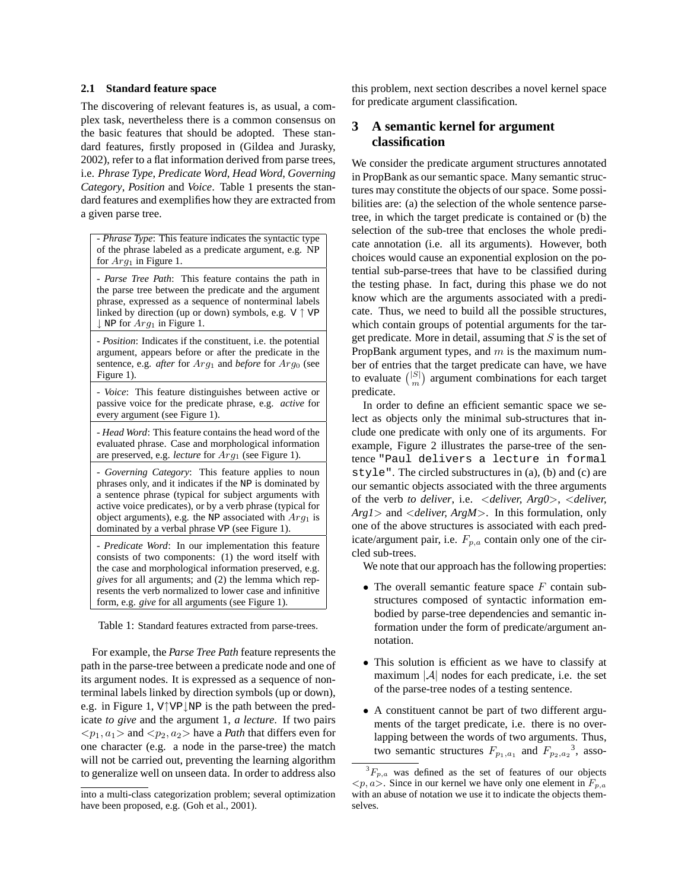### 2.1 Standard feature space

The discovering of relevant features is, as usual, a complex task, nevertheless there is a common consensus on the basic features that should be adopted. These standard features, firstly proposed in (Gildea and Jurasky, 2002), refer to a flat information derived from parse trees, i.e. *Phrase Type*, *Predicate Word*, *Head Word*, *Governing Category*, *Position* and *Voice*. Table 1 presents the standard features and exemplifies how they are extracted from a given parse tree.

| |
|---|
| - *Phrase Type*: This feature indicates the syntactic type of the phrase labeled as a predicate argument, e.g. NP for $Arg_1$ in Figure 1. |
| - *Parse Tree Path*: This feature contains the path in the parse tree between the predicate and the argument phrase, expressed as a sequence of nonterminal labels linked by direction (up or down) symbols, e.g. V $\uparrow$ VP $\downarrow$ NP for $Arg_1$ in Figure 1. |
| - *Position*: Indicates if the constituent, i.e. the potential argument, appears before or after the predicate in the sentence, e.g. *after* for $Arg_1$ and *before* for $Arg_0$ (see Figure 1). |
| - *Voice*: This feature distinguishes between active or passive voice for the predicate phrase, e.g. *active* for every argument (see Figure 1). |
| - *Head Word*: This feature contains the head word of the evaluated phrase. Case and morphological information are preserved, e.g. *lecture* for $Arg_1$ (see Figure 1). |
| - *Governing Category*: This feature applies to noun phrases only, and it indicates if the NP is dominated by a sentence phrase (typical for subject arguments with active voice predicates), or by a verb phrase (typical for object arguments), e.g. the NP associated with $Arg_1$ is dominated by a verbal phrase VP (see Figure 1). |
| - *Predicate Word*: In our implementation this feature consists of two components: (1) the word itself with the case and morphological information preserved, e.g. *gives* for all arguments; and (2) the lemma which represents the verb normalized to lower case and infinitive form, e.g. *give* for all arguments (see Figure 1). |

Table 1: Standard features extracted from parse-trees.

For example, the *Parse Tree Path* feature represents the path in the parse-tree between a predicate node and one of its argument nodes. It is expressed as a sequence of nonterminal labels linked by direction symbols (up or down), e.g. in Figure 1, V$\uparrow$VP$\downarrow$NP is the path between the predicate *to give* and the argument 1, *a lecture*. If two pairs $<p_1, a_1>$ and $<p_2, a_2>$ have a *Path* that differs even for one character (e.g. a node in the parse-tree) the match will not be carried out, preventing the learning algorithm to generalize well on unseen data. In order to address also this problem, next section describes a novel kernel space for predicate argument classification.

into a multi-class categorization problem; several optimization have been proposed, e.g. (Goh et al., 2001).

## 3 A semantic kernel for argument classification

We consider the predicate argument structures annotated in PropBank as our semantic space. Many semantic structures may constitute the objects of our space. Some possibilities are: (a) the selection of the whole sentence parse-tree, in which the target predicate is contained or (b) the selection of the sub-tree that encloses the whole predicate annotation (i.e. all its arguments). However, both choices would cause an exponential explosion on the potential sub-parse-trees that have to be classified during the testing phase. In fact, during this phase we do not know which are the arguments associated with a predicate. Thus, we need to build all the possible structures, which contain groups of potential arguments for the target predicate. More in detail, assuming that $S$ is the set of PropBank argument types, and $m$ is the maximum number of entries that the target predicate can have, we have to evaluate $\binom{|S|}{m}$ argument combinations for each target predicate.

In order to define an efficient semantic space we select as objects only the minimal sub-structures that include one predicate with only one of its arguments. For example, Figure 2 illustrates the parse-tree of the sentence "Paul delivers a lecture in formal style". The circled substructures in (a), (b) and (c) are our semantic objects associated with the three arguments of the verb *to deliver*, i.e. *<deliver, Arg0>*, *<deliver, Arg1>* and *<deliver, ArgM>*. In this formulation, only one of the above structures is associated with each predicate/argument pair, i.e. $F_{p,a}$ contain only one of the circled sub-trees.

We note that our approach has the following properties:

- The overall semantic feature space $F$ contain substructures composed of syntactic information embodied by parse-tree dependencies and semantic information under the form of predicate/argument annotation.
- This solution is efficient as we have to classify at maximum $|\mathcal{A}|$ nodes for each predicate, i.e. the set of the parse-tree nodes of a testing sentence.
- A constituent cannot be part of two different arguments of the target predicate, i.e. there is no overlapping between the words of two arguments. Thus, two semantic structures $F_{p_1,a_1}$ and $F_{p_2,a_2}$[3], asso-

[3] $F_{p,a}$ was defined as the set of features of our objects $<p, a>$. Since in our kernel we have only one element in $F_{p,a}$ with an abuse of notation we use it to indicate the objects themselves.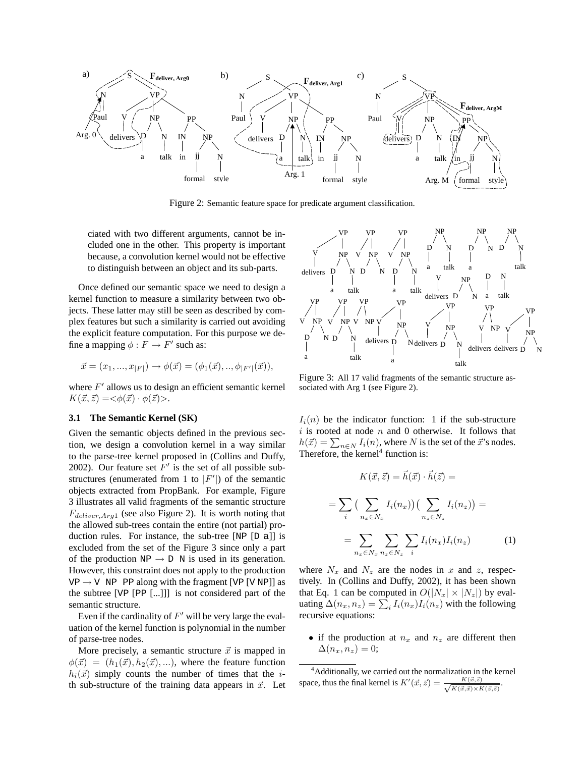Figure 2: Semantic feature space for predicate argument classification.

ciated with two different arguments, cannot be included one in the other. This property is important because, a convolution kernel would not be effective to distinguish between an object and its sub-parts.

Once defined our semantic space we need to design a kernel function to measure a similarity between two objects. These latter may still be seen as described by complex features but such a similarity is carried out avoiding the explicit feature computation. For this purpose we define a mapping $\phi : F \to F'$ such as:

$$\vec{x} = (x_1, ..., x_{|F|}) \to \phi(\vec{x}) = (\phi_1(\vec{x}), .., \phi_{|F'|}(\vec{x})),$$

where $F'$ allows us to design an efficient semantic kernel $K(\vec{x}, \vec{z}) = <\phi(\vec{x}) \cdot \phi(\vec{z})>$.

### 3.1 The Semantic Kernel (SK)

Given the semantic objects defined in the previous section, we design a convolution kernel in a way similar to the parse-tree kernel proposed in (Collins and Duffy, 2002). Our feature set $F'$ is the set of all possible substructures (enumerated from 1 to $|F'|$) of the semantic objects extracted from PropBank. For example, Figure 3 illustrates all valid fragments of the semantic structure $F_{deliver,Arg1}$ (see also Figure 2). It is worth noting that the allowed sub-trees contain the entire (not partial) production rules. For instance, the sub-tree [NP [D a]] is excluded from the set of the Figure 3 since only a part of the production NP → D N is used in its generation. However, this constraint does not apply to the production VP → V NP PP along with the fragment [VP [V NP]] as the subtree [VP [PP [...]]] is not considered part of the semantic structure.

Even if the cardinality of $F'$ will be very large the evaluation of the kernel function is polynomial in the number of parse-tree nodes.

More precisely, a semantic structure $\vec{x}$ is mapped in $\phi(\vec{x}) = (h_1(\vec{x}), h_2(\vec{x}), ...)$, where the feature function $h_i(\vec{x})$ simply counts the number of times that the $i$-th sub-structure of the training data appears in $\vec{x}$. Let

Figure 3: All 17 valid fragments of the semantic structure associated with Arg 1 (see Figure 2).

$I_i(n)$ be the indicator function: 1 if the sub-structure $i$ is rooted at node $n$ and 0 otherwise. It follows that $h(\vec{x}) = \sum_{n \in N} I_i(n)$, where $N$ is the set of the $\vec{x}$'s nodes. Therefore, the kernel[4] function is:

$$K(\vec{x}, \vec{z}) = \vec{h}(\vec{x}) \cdot \vec{h}(\vec{z}) =$$

$$= \sum_i \Big( \sum_{n_x \in N_x} I_i(n_x) \Big) \Big( \sum_{n_z \in N_z} I_i(n_z) \Big) =$$

$$= \sum_{n_x \in N_x} \sum_{n_z \in N_z} \sum_i I_i(n_x) I_i(n_z) \qquad (1)$$

where $N_x$ and $N_z$ are the nodes in $x$ and $z$, respectively. In (Collins and Duffy, 2002), it has been shown that Eq. 1 can be computed in $O(|N_x| \times |N_z|)$ by evaluating $\Delta(n_x, n_z) = \sum_i I_i(n_x) I_i(n_z)$ with the following recursive equations:

- if the production at $n_x$ and $n_z$ are different then $\Delta(n_x, n_z) = 0$;

[4] Additionally, we carried out the normalization in the kernel space, thus the final kernel is $K'(\vec{x}, \vec{z}) = \frac{K(\vec{x}, \vec{z})}{\sqrt{K(\vec{x}, \vec{x}) \times K(\vec{z}, \vec{z})}}$.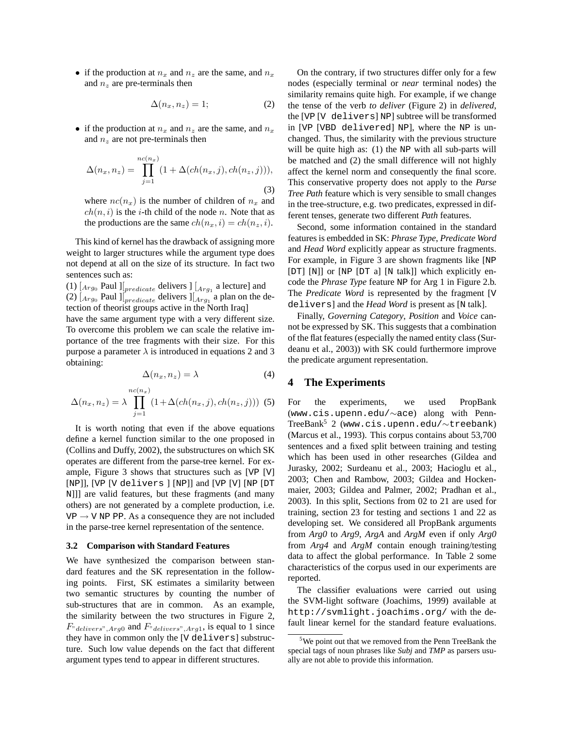- if the production at $n_x$ and $n_z$ are the same, and $n_x$ and $n_z$ are pre-terminals then

$$\Delta(n_x, n_z) = 1; \qquad (2)$$

- if the production at $n_x$ and $n_z$ are the same, and $n_x$ and $n_z$ are not pre-terminals then

$$\Delta(n_x, n_z) = \prod_{j=1}^{nc(n_x)} (1 + \Delta(ch(n_x, j), ch(n_z, j))), \qquad (3)$$

  where $nc(n_x)$ is the number of children of $n_x$ and $ch(n, i)$ is the $i$-th child of the node $n$. Note that as the productions are the same $ch(n_x, i) = ch(n_z, i)$.

This kind of kernel has the drawback of assigning more weight to larger structures while the argument type does not depend at all on the size of its structure. In fact two sentences such as:

(1) $[_{Arg_0}$ Paul $][_{predicate}$ delivers $]$ $[_{Arg_1}$ a lecture$]$ and
(2) $[_{Arg_0}$ Paul $][_{predicate}$ delivers $][_{Arg_1}$ a plan on the detection of theorist groups active in the North Iraq$]$

have the same argument type with a very different size. To overcome this problem we can scale the relative importance of the tree fragments with their size. For this purpose a parameter $\lambda$ is introduced in equations 2 and 3 obtaining:

$$\Delta(n_x, n_z) = \lambda \qquad (4)$$

$$\Delta(n_x, n_z) = \lambda \prod_{j=1}^{nc(n_x)} (1+\Delta(ch(n_x, j), ch(n_z, j))) \quad (5)$$

It is worth noting that even if the above equations define a kernel function similar to the one proposed in (Collins and Duffy, 2002), the substructures on which SK operates are different from the parse-tree kernel. For example, Figure 3 shows that structures such as [VP [V] [NP]], [VP [V delivers ] [NP]] and [VP [V] [NP [DT N]]] are valid features, but these fragments (and many others) are not generated by a complete production, i.e. VP → V NP PP. As a consequence they are not included in the parse-tree kernel representation of the sentence.

### 3.2 Comparison with Standard Features

We have synthesized the comparison between standard features and the SK representation in the following points. First, SK estimates a similarity between two semantic structures by counting the number of sub-structures that are in common. As an example, the similarity between the two structures in Figure 2, $F_{\text{"}delivers\text{"},Arg0}$ and $F_{\text{"}delivers\text{"},Arg1}$, is equal to 1 since they have in common only the [V delivers] substructure. Such low value depends on the fact that different argument types tend to appear in different structures.

On the contrary, if two structures differ only for a few nodes (especially terminal or *near* terminal nodes) the similarity remains quite high. For example, if we change the tense of the verb *to deliver* (Figure 2) in *delivered*, the [VP [V delivers] NP] subtree will be transformed in [VP [VBD delivered] NP], where the NP is unchanged. Thus, the similarity with the previous structure will be quite high as: (1) the NP with all sub-parts will be matched and (2) the small difference will not highly affect the kernel norm and consequently the final score. This conservative property does not apply to the *Parse Tree Path* feature which is very sensible to small changes in the tree-structure, e.g. two predicates, expressed in different tenses, generate two different *Path* features.

Second, some information contained in the standard features is embedded in SK: *Phrase Type*, *Predicate Word* and *Head Word* explicitly appear as structure fragments. For example, in Figure 3 are shown fragments like [NP [DT] [N]] or [NP [DT a] [N talk]] which explicitly encode the *Phrase Type* feature NP for Arg 1 in Figure 2.b. The *Predicate Word* is represented by the fragment [V delivers] and the *Head Word* is present as [N talk].

Finally, *Governing Category*, *Position* and *Voice* cannot be expressed by SK. This suggests that a combination of the flat features (especially the named entity class (Surdeanu et al., 2003)) with SK could furthermore improve the predicate argument representation.

## 4 The Experiments

For the experiments, we used PropBank (www.cis.upenn.edu/∼ace) along with Penn-TreeBank[5] 2 (www.cis.upenn.edu/∼treebank) (Marcus et al., 1993). This corpus contains about 53,700 sentences and a fixed split between training and testing which has been used in other researches (Gildea and Jurasky, 2002; Surdeanu et al., 2003; Hacioglu et al., 2003; Chen and Rambow, 2003; Gildea and Hockenmaier, 2003; Gildea and Palmer, 2002; Pradhan et al., 2003). In this split, Sections from 02 to 21 are used for training, section 23 for testing and sections 1 and 22 as developing set. We considered all PropBank arguments from *Arg0* to *Arg9*, *ArgA* and *ArgM* even if only *Arg0* from *Arg4* and *ArgM* contain enough training/testing data to affect the global performance. In Table 2 some characteristics of the corpus used in our experiments are reported.

The classifier evaluations were carried out using the SVM-light software (Joachims, 1999) available at http://svmlight.joachims.org/ with the default linear kernel for the standard feature evaluations.

[5] We point out that we removed from the Penn TreeBank the special tags of noun phrases like *Subj* and *TMP* as parsers usually are not able to provide this information.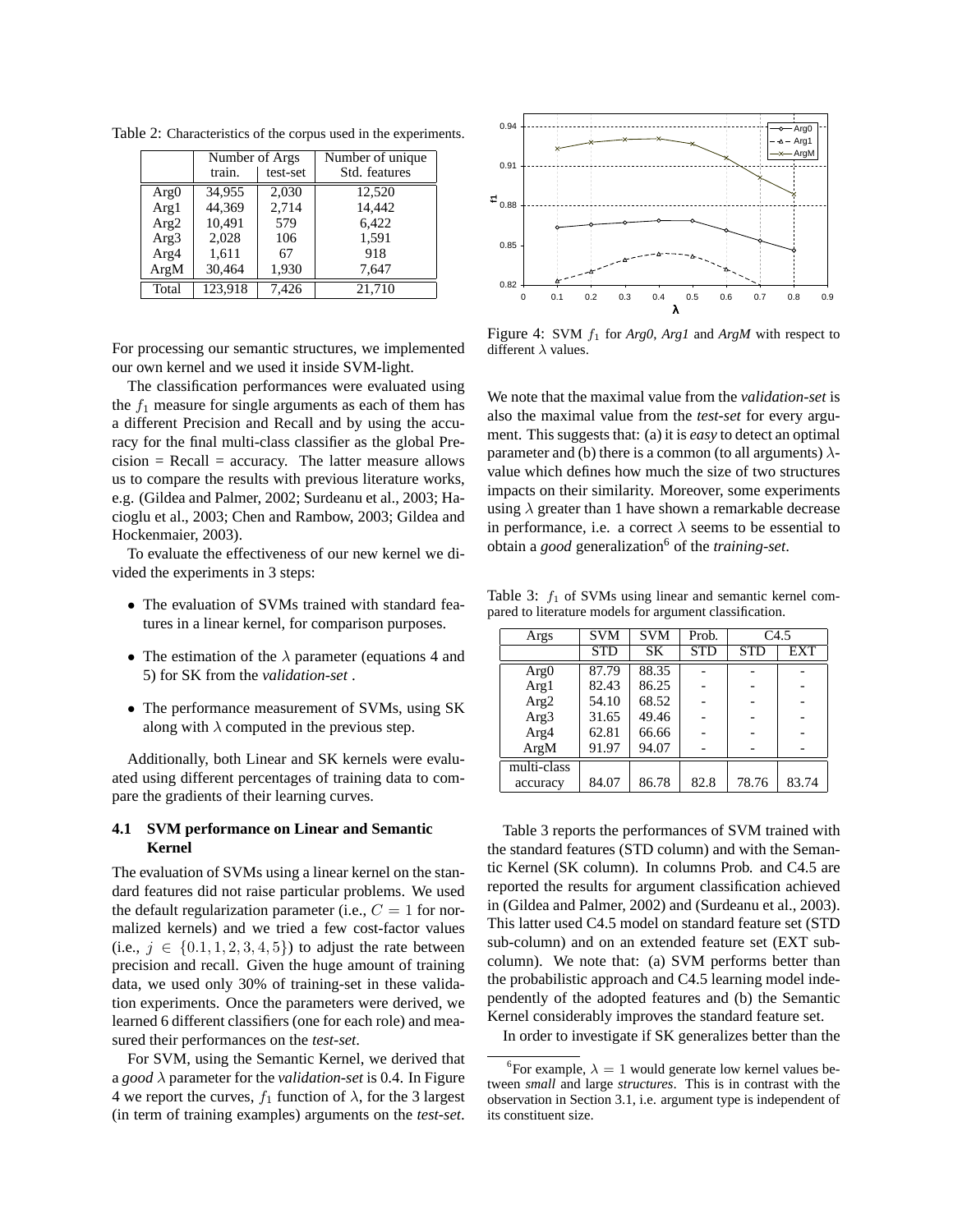Table 2: Characteristics of the corpus used in the experiments.

| | Number of Args | | Number of unique |
|---|---|---|---|
| | train. | test-set | Std. features |
| Arg0 | 34,955 | 2,030 | 12,520 |
| Arg1 | 44,369 | 2,714 | 14,442 |
| Arg2 | 10,491 | 579 | 6,422 |
| Arg3 | 2,028 | 106 | 1,591 |
| Arg4 | 1,611 | 67 | 918 |
| ArgM | 30,464 | 1,930 | 7,647 |
| Total | 123,918 | 7,426 | 21,710 |

For processing our semantic structures, we implemented our own kernel and we used it inside SVM-light.

The classification performances were evaluated using the $f_1$ measure for single arguments as each of them has a different Precision and Recall and by using the accuracy for the final multi-class classifier as the global Precision = Recall = accuracy. The latter measure allows us to compare the results with previous literature works, e.g. (Gildea and Palmer, 2002; Surdeanu et al., 2003; Hacioglu et al., 2003; Chen and Rambow, 2003; Gildea and Hockenmaier, 2003).

To evaluate the effectiveness of our new kernel we divided the experiments in 3 steps:

- The evaluation of SVMs trained with standard features in a linear kernel, for comparison purposes.
- The estimation of the $\lambda$ parameter (equations 4 and 5) for SK from the *validation-set* .
- The performance measurement of SVMs, using SK along with $\lambda$ computed in the previous step.

Additionally, both Linear and SK kernels were evaluated using different percentages of training data to compare the gradients of their learning curves.

### 4.1 SVM performance on Linear and Semantic Kernel

The evaluation of SVMs using a linear kernel on the standard features did not raise particular problems. We used the default regularization parameter (i.e., $C = 1$ for normalized kernels) and we tried a few cost-factor values (i.e., $j \in \{0.1, 1, 2, 3, 4, 5\}$) to adjust the rate between precision and recall. Given the huge amount of training data, we used only 30% of training-set in these validation experiments. Once the parameters were derived, we learned 6 different classifiers (one for each role) and measured their performances on the *test-set*.

For SVM, using the Semantic Kernel, we derived that a *good* $\lambda$ parameter for the *validation-set* is 0.4. In Figure 4 we report the curves, $f_1$ function of $\lambda$, for the 3 largest (in term of training examples) arguments on the *test-set*.

Figure 4: SVM $f_1$ for *Arg0*, *Arg1* and *ArgM* with respect to different $\lambda$ values.

We note that the maximal value from the *validation-set* is also the maximal value from the *test-set* for every argument. This suggests that: (a) it is *easy* to detect an optimal parameter and (b) there is a common (to all arguments) $\lambda$-value which defines how much the size of two structures impacts on their similarity. Moreover, some experiments using $\lambda$ greater than 1 have shown a remarkable decrease in performance, i.e. a correct $\lambda$ seems to be essential to obtain a *good* generalization[6] of the *training-set*.

Table 3: $f_1$ of SVMs using linear and semantic kernel compared to literature models for argument classification.

| Args | SVM | SVM | Prob. | C4.5 | |
|---|---|---|---|---|---|
| | STD | SK | STD | STD | EXT |
| Arg0 | 87.79 | 88.35 | - | - | - |
| Arg1 | 82.43 | 86.25 | - | - | - |
| Arg2 | 54.10 | 68.52 | - | - | - |
| Arg3 | 31.65 | 49.46 | - | - | - |
| Arg4 | 62.81 | 66.66 | - | - | - |
| ArgM | 91.97 | 94.07 | - | - | - |
| multi-class accuracy | 84.07 | 86.78 | 82.8 | 78.76 | 83.74 |

Table 3 reports the performances of SVM trained with the standard features (STD column) and with the Semantic Kernel (SK column). In columns Prob. and C4.5 are reported the results for argument classification achieved in (Gildea and Palmer, 2002) and (Surdeanu et al., 2003). This latter used C4.5 model on standard feature set (STD sub-column) and on an extended feature set (EXT sub-column). We note that: (a) SVM performs better than the probabilistic approach and C4.5 learning model independently of the adopted features and (b) the Semantic Kernel considerably improves the standard feature set.

In order to investigate if SK generalizes better than the

[6] For example, $\lambda = 1$ would generate low kernel values between *small* and large *structures*. This is in contrast with the observation in Section 3.1, i.e. argument type is independent of its constituent size.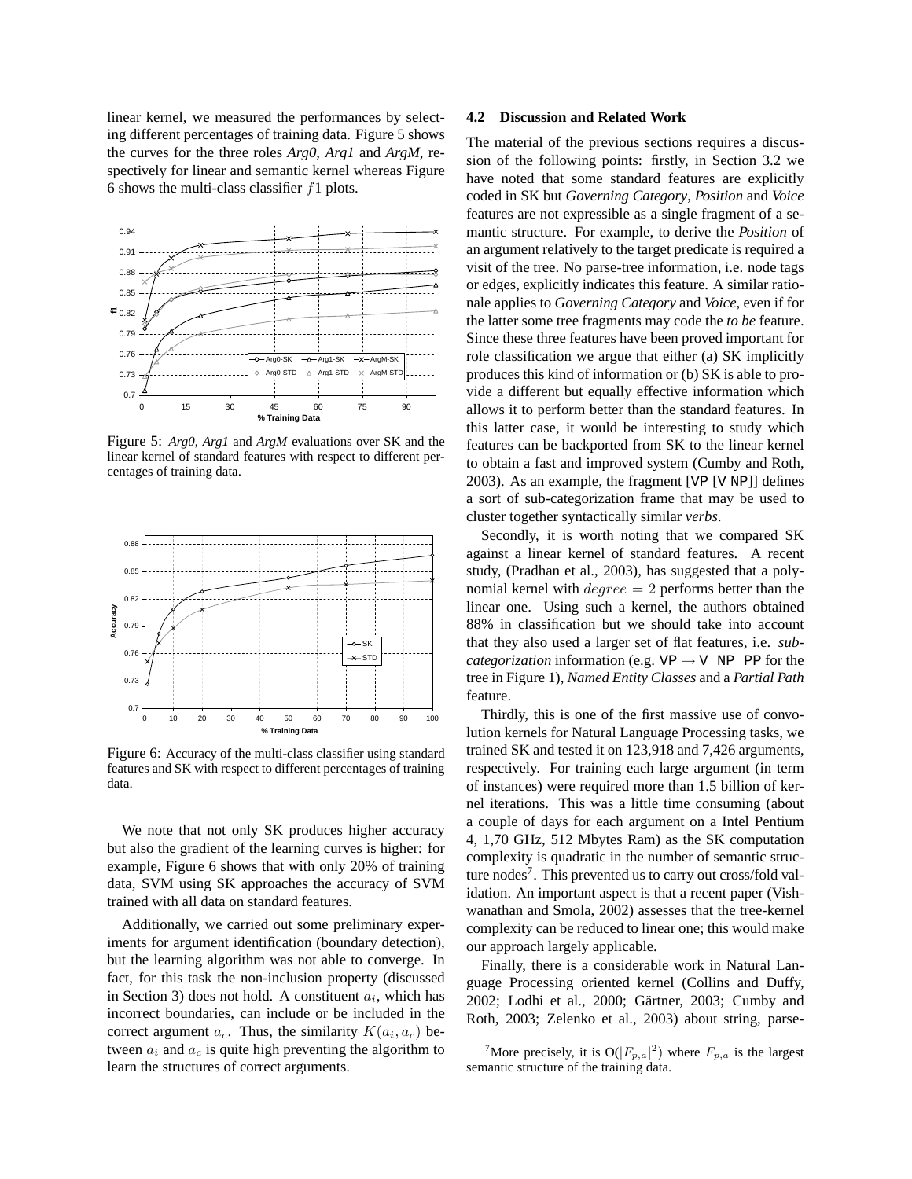linear kernel, we measured the performances by selecting different percentages of training data. Figure 5 shows the curves for the three roles *Arg0*, *Arg1* and *ArgM*, respectively for linear and semantic kernel whereas Figure 6 shows the multi-class classifier $f1$ plots.

Figure 5: *Arg0*, *Arg1* and *ArgM* evaluations over SK and the linear kernel of standard features with respect to different percentages of training data.

Figure 6: Accuracy of the multi-class classifier using standard features and SK with respect to different percentages of training data.

We note that not only SK produces higher accuracy but also the gradient of the learning curves is higher: for example, Figure 6 shows that with only 20% of training data, SVM using SK approaches the accuracy of SVM trained with all data on standard features.

Additionally, we carried out some preliminary experiments for argument identification (boundary detection), but the learning algorithm was not able to converge. In fact, for this task the non-inclusion property (discussed in Section 3) does not hold. A constituent $a_i$, which has incorrect boundaries, can include or be included in the correct argument $a_c$. Thus, the similarity $K(a_i, a_c)$ between $a_i$ and $a_c$ is quite high preventing the algorithm to learn the structures of correct arguments.

### 4.2 Discussion and Related Work

The material of the previous sections requires a discussion of the following points: firstly, in Section 3.2 we have noted that some standard features are explicitly coded in SK but *Governing Category*, *Position* and *Voice* features are not expressible as a single fragment of a semantic structure. For example, to derive the *Position* of an argument relatively to the target predicate is required a visit of the tree. No parse-tree information, i.e. node tags or edges, explicitly indicates this feature. A similar rationale applies to *Governing Category* and *Voice*, even if for the latter some tree fragments may code the *to be* feature. Since these three features have been proved important for role classification we argue that either (a) SK implicitly produces this kind of information or (b) SK is able to provide a different but equally effective information which allows it to perform better than the standard features. In this latter case, it would be interesting to study which features can be backported from SK to the linear kernel to obtain a fast and improved system (Cumby and Roth, 2003). As an example, the fragment [VP [V NP]] defines a sort of sub-categorization frame that may be used to cluster together syntactically similar *verbs*.

Secondly, it is worth noting that we compared SK against a linear kernel of standard features. A recent study, (Pradhan et al., 2003), has suggested that a polynomial kernel with $degree = 2$ performs better than the linear one. Using such a kernel, the authors obtained 88% in classification but we should take into account that they also used a larger set of flat features, i.e. *sub-categorization* information (e.g. VP $\rightarrow$ V NP PP for the tree in Figure 1), *Named Entity Classes* and a *Partial Path* feature.

Thirdly, this is one of the first massive use of convolution kernels for Natural Language Processing tasks, we trained SK and tested it on 123,918 and 7,426 arguments, respectively. For training each large argument (in term of instances) were required more than 1.5 billion of kernel iterations. This was a little time consuming (about a couple of days for each argument on a Intel Pentium 4, 1,70 GHz, 512 Mbytes Ram) as the SK computation complexity is quadratic in the number of semantic structure nodes[7]. This prevented us to carry out cross/fold validation. An important aspect is that a recent paper (Vishwanathan and Smola, 2002) assesses that the tree-kernel complexity can be reduced to linear one; this would make our approach largely applicable.

Finally, there is a considerable work in Natural Language Processing oriented kernel (Collins and Duffy, 2002; Lodhi et al., 2000; Gärtner, 2003; Cumby and Roth, 2003; Zelenko et al., 2003) about string, parse-

[7] More precisely, it is $O(|F_{p,a}|^2)$ where $F_{p,a}$ is the largest semantic structure of the training data.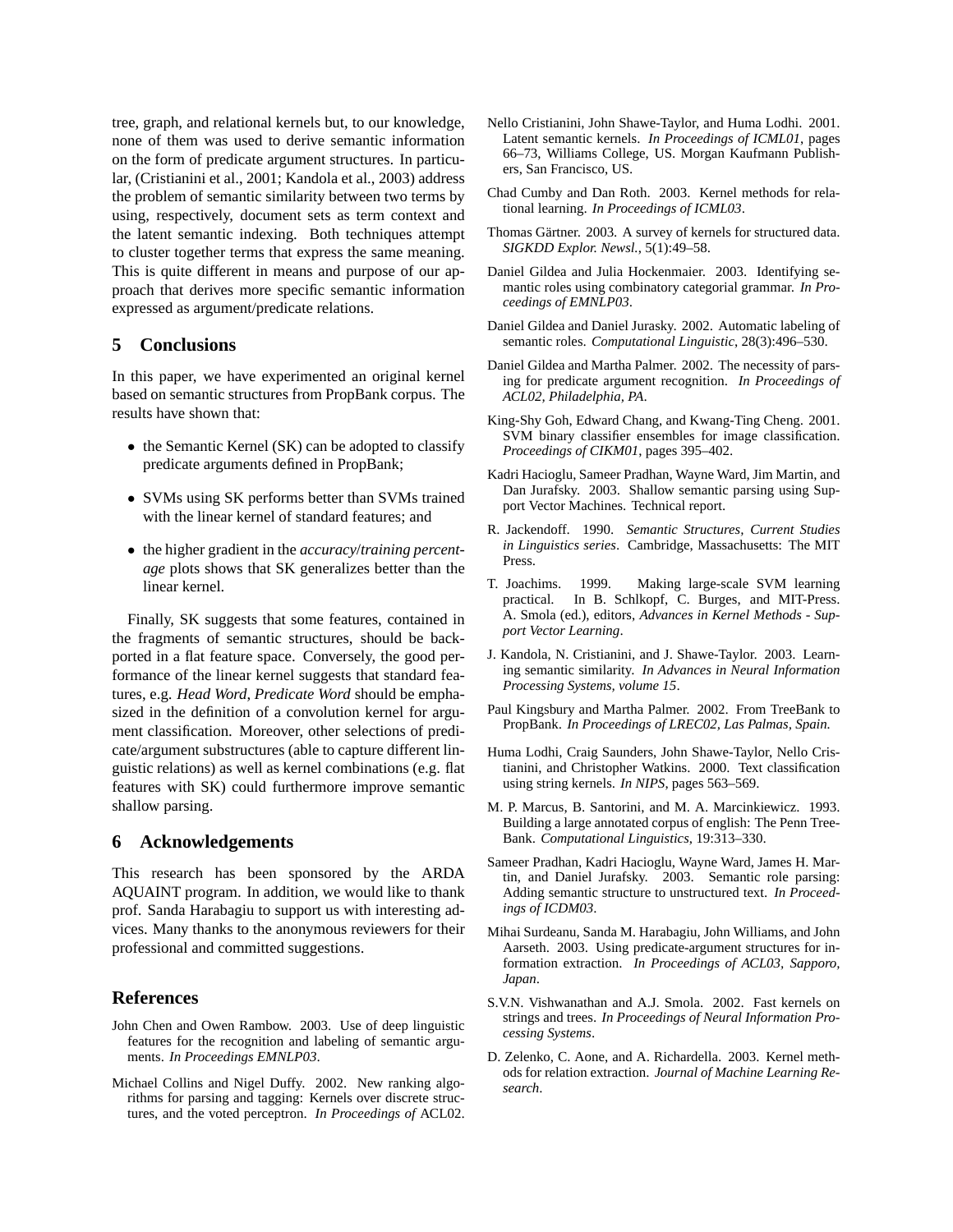tree, graph, and relational kernels but, to our knowledge, none of them was used to derive semantic information on the form of predicate argument structures. In particular, (Cristianini et al., 2001; Kandola et al., 2003) address the problem of semantic similarity between two terms by using, respectively, document sets as term context and the latent semantic indexing. Both techniques attempt to cluster together terms that express the same meaning. This is quite different in means and purpose of our approach that derives more specific semantic information expressed as argument/predicate relations.

## 5 Conclusions

In this paper, we have experimented an original kernel based on semantic structures from PropBank corpus. The results have shown that:

- the Semantic Kernel (SK) can be adopted to classify predicate arguments defined in PropBank;
- SVMs using SK performs better than SVMs trained with the linear kernel of standard features; and
- the higher gradient in the *accuracy/training percentage* plots shows that SK generalizes better than the linear kernel.

Finally, SK suggests that some features, contained in the fragments of semantic structures, should be backported in a flat feature space. Conversely, the good performance of the linear kernel suggests that standard features, e.g. *Head Word*, *Predicate Word* should be emphasized in the definition of a convolution kernel for argument classification. Moreover, other selections of predicate/argument substructures (able to capture different linguistic relations) as well as kernel combinations (e.g. flat features with SK) could furthermore improve semantic shallow parsing.

## 6 Acknowledgements

This research has been sponsored by the ARDA AQUAINT program. In addition, we would like to thank prof. Sanda Harabagiu to support us with interesting advices. Many thanks to the anonymous reviewers for their professional and committed suggestions.

## References

John Chen and Owen Rambow. 2003. Use of deep linguistic features for the recognition and labeling of semantic arguments. *In Proceedings EMNLP03*.

Michael Collins and Nigel Duffy. 2002. New ranking algorithms for parsing and tagging: Kernels over discrete structures, and the voted perceptron. *In Proceedings of* ACL02.

Nello Cristianini, John Shawe-Taylor, and Huma Lodhi. 2001. Latent semantic kernels. *In Proceedings of ICML01*, pages 66–73, Williams College, US. Morgan Kaufmann Publishers, San Francisco, US.

Chad Cumby and Dan Roth. 2003. Kernel methods for relational learning. *In Proceedings of ICML03*.

Thomas Gärtner. 2003. A survey of kernels for structured data. *SIGKDD Explor. Newsl.*, 5(1):49–58.

Daniel Gildea and Julia Hockenmaier. 2003. Identifying semantic roles using combinatory categorial grammar. *In Proceedings of EMNLP03*.

Daniel Gildea and Daniel Jurasky. 2002. Automatic labeling of semantic roles. *Computational Linguistic*, 28(3):496–530.

Daniel Gildea and Martha Palmer. 2002. The necessity of parsing for predicate argument recognition. *In Proceedings of ACL02, Philadelphia, PA*.

King-Shy Goh, Edward Chang, and Kwang-Ting Cheng. 2001. SVM binary classifier ensembles for image classification. *Proceedings of CIKM01*, pages 395–402.

Kadri Hacioglu, Sameer Pradhan, Wayne Ward, Jim Martin, and Dan Jurafsky. 2003. Shallow semantic parsing using Support Vector Machines. Technical report.

R. Jackendoff. 1990. *Semantic Structures, Current Studies in Linguistics series*. Cambridge, Massachusetts: The MIT Press.

T. Joachims. 1999. Making large-scale SVM learning practical. In B. Schlkopf, C. Burges, and MIT-Press. A. Smola (ed.), editors, *Advances in Kernel Methods - Support Vector Learning*.

J. Kandola, N. Cristianini, and J. Shawe-Taylor. 2003. Learning semantic similarity. *In Advances in Neural Information Processing Systems, volume 15*.

Paul Kingsbury and Martha Palmer. 2002. From TreeBank to PropBank. *In Proceedings of LREC02, Las Palmas, Spain*.

Huma Lodhi, Craig Saunders, John Shawe-Taylor, Nello Cristianini, and Christopher Watkins. 2000. Text classification using string kernels. *In NIPS*, pages 563–569.

M. P. Marcus, B. Santorini, and M. A. Marcinkiewicz. 1993. Building a large annotated corpus of english: The Penn TreeBank. *Computational Linguistics*, 19:313–330.

Sameer Pradhan, Kadri Hacioglu, Wayne Ward, James H. Martin, and Daniel Jurafsky. 2003. Semantic role parsing: Adding semantic structure to unstructured text. *In Proceedings of ICDM03*.

Mihai Surdeanu, Sanda M. Harabagiu, John Williams, and John Aarseth. 2003. Using predicate-argument structures for information extraction. *In Proceedings of ACL03, Sapporo, Japan*.

S.V.N. Vishwanathan and A.J. Smola. 2002. Fast kernels on strings and trees. *In Proceedings of Neural Information Processing Systems*.

D. Zelenko, C. Aone, and A. Richardella. 2003. Kernel methods for relation extraction. *Journal of Machine Learning Research*.